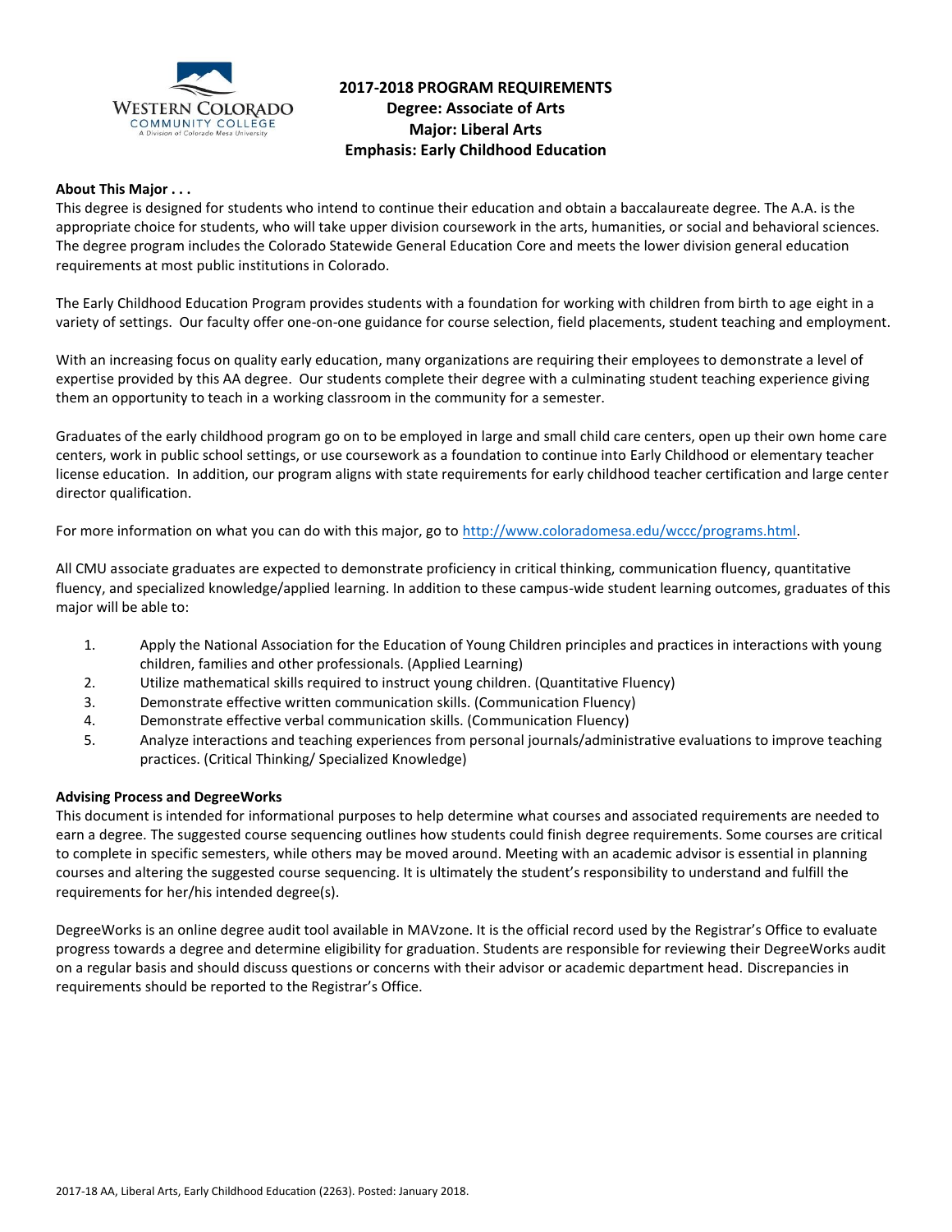# 2017-2018 PROGRAM REQUIREMENTS

**Degree: Associate of Arts**
**Major: Liberal Arts**
**Emphasis: Early Childhood Education**

**About This Major . . .**

This degree is designed for students who intend to continue their education and obtain a baccalaureate degree. The A.A. is the appropriate choice for students, who will take upper division coursework in the arts, humanities, or social and behavioral sciences. The degree program includes the Colorado Statewide General Education Core and meets the lower division general education requirements at most public institutions in Colorado.

The Early Childhood Education Program provides students with a foundation for working with children from birth to age eight in a variety of settings. Our faculty offer one-on-one guidance for course selection, field placements, student teaching and employment.

With an increasing focus on quality early education, many organizations are requiring their employees to demonstrate a level of expertise provided by this AA degree. Our students complete their degree with a culminating student teaching experience giving them an opportunity to teach in a working classroom in the community for a semester.

Graduates of the early childhood program go on to be employed in large and small child care centers, open up their own home care centers, work in public school settings, or use coursework as a foundation to continue into Early Childhood or elementary teacher license education. In addition, our program aligns with state requirements for early childhood teacher certification and large center director qualification.

For more information on what you can do with this major, go to [http://www.coloradomesa.edu/wccc/programs.html](http://www.coloradomesa.edu/wccc/programs.html).

All CMU associate graduates are expected to demonstrate proficiency in critical thinking, communication fluency, quantitative fluency, and specialized knowledge/applied learning. In addition to these campus-wide student learning outcomes, graduates of this major will be able to:

1. Apply the National Association for the Education of Young Children principles and practices in interactions with young children, families and other professionals. (Applied Learning)
2. Utilize mathematical skills required to instruct young children. (Quantitative Fluency)
3. Demonstrate effective written communication skills. (Communication Fluency)
4. Demonstrate effective verbal communication skills. (Communication Fluency)
5. Analyze interactions and teaching experiences from personal journals/administrative evaluations to improve teaching practices. (Critical Thinking/ Specialized Knowledge)

**Advising Process and DegreeWorks**

This document is intended for informational purposes to help determine what courses and associated requirements are needed to earn a degree. The suggested course sequencing outlines how students could finish degree requirements. Some courses are critical to complete in specific semesters, while others may be moved around. Meeting with an academic advisor is essential in planning courses and altering the suggested course sequencing. It is ultimately the student's responsibility to understand and fulfill the requirements for her/his intended degree(s).

DegreeWorks is an online degree audit tool available in MAVzone. It is the official record used by the Registrar's Office to evaluate progress towards a degree and determine eligibility for graduation. Students are responsible for reviewing their DegreeWorks audit on a regular basis and should discuss questions or concerns with their advisor or academic department head. Discrepancies in requirements should be reported to the Registrar's Office.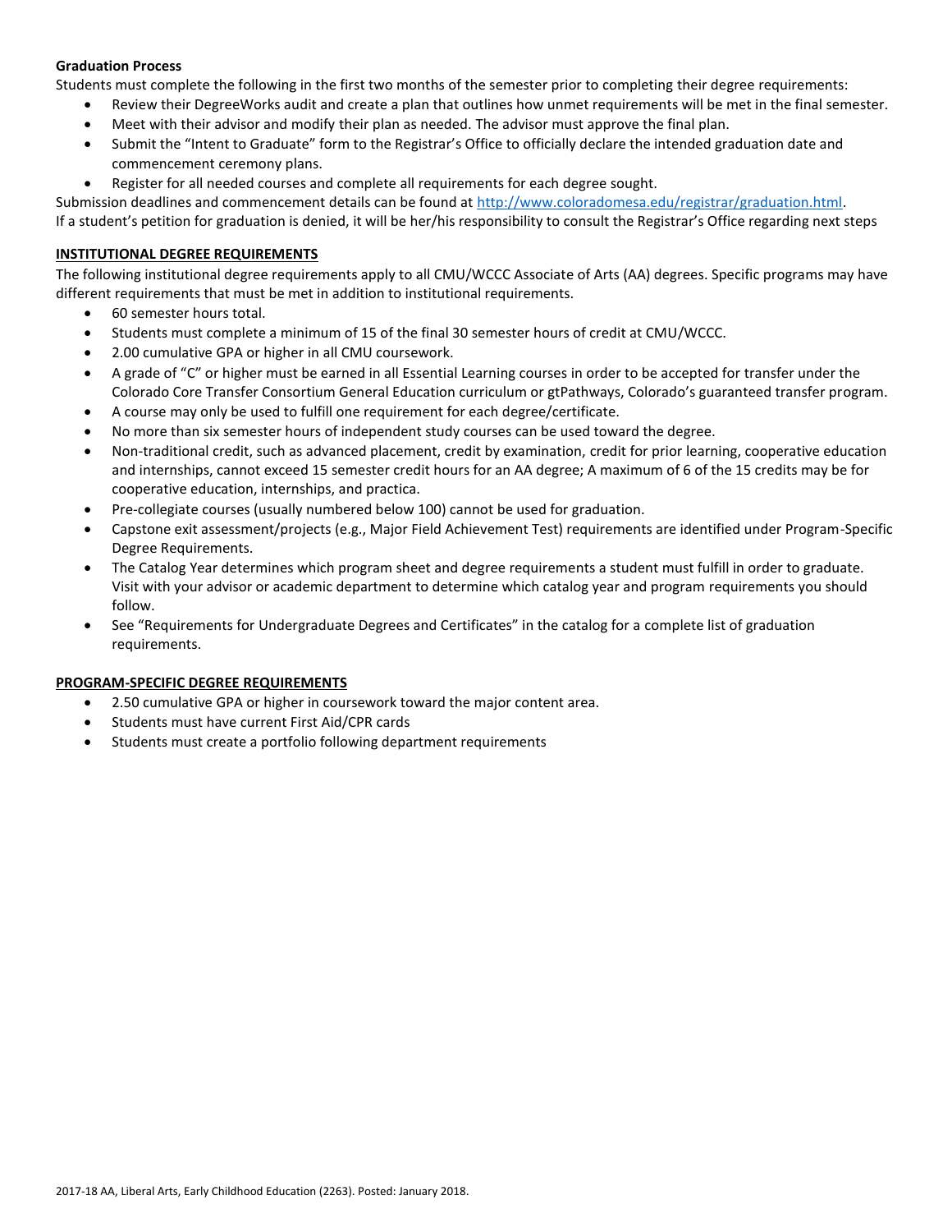**Graduation Process**

Students must complete the following in the first two months of the semester prior to completing their degree requirements:

- Review their DegreeWorks audit and create a plan that outlines how unmet requirements will be met in the final semester.
- Meet with their advisor and modify their plan as needed. The advisor must approve the final plan.
- Submit the "Intent to Graduate" form to the Registrar's Office to officially declare the intended graduation date and commencement ceremony plans.
- Register for all needed courses and complete all requirements for each degree sought.

Submission deadlines and commencement details can be found at http://www.coloradomesa.edu/registrar/graduation.html.

If a student's petition for graduation is denied, it will be her/his responsibility to consult the Registrar's Office regarding next steps

## INSTITUTIONAL DEGREE REQUIREMENTS

The following institutional degree requirements apply to all CMU/WCCC Associate of Arts (AA) degrees. Specific programs may have different requirements that must be met in addition to institutional requirements.

- 60 semester hours total.
- Students must complete a minimum of 15 of the final 30 semester hours of credit at CMU/WCCC.
- 2.00 cumulative GPA or higher in all CMU coursework.
- A grade of "C" or higher must be earned in all Essential Learning courses in order to be accepted for transfer under the Colorado Core Transfer Consortium General Education curriculum or gtPathways, Colorado's guaranteed transfer program.
- A course may only be used to fulfill one requirement for each degree/certificate.
- No more than six semester hours of independent study courses can be used toward the degree.
- Non-traditional credit, such as advanced placement, credit by examination, credit for prior learning, cooperative education and internships, cannot exceed 15 semester credit hours for an AA degree; A maximum of 6 of the 15 credits may be for cooperative education, internships, and practica.
- Pre-collegiate courses (usually numbered below 100) cannot be used for graduation.
- Capstone exit assessment/projects (e.g., Major Field Achievement Test) requirements are identified under Program-Specific Degree Requirements.
- The Catalog Year determines which program sheet and degree requirements a student must fulfill in order to graduate. Visit with your advisor or academic department to determine which catalog year and program requirements you should follow.
- See "Requirements for Undergraduate Degrees and Certificates" in the catalog for a complete list of graduation requirements.

## PROGRAM-SPECIFIC DEGREE REQUIREMENTS

- 2.50 cumulative GPA or higher in coursework toward the major content area.
- Students must have current First Aid/CPR cards
- Students must create a portfolio following department requirements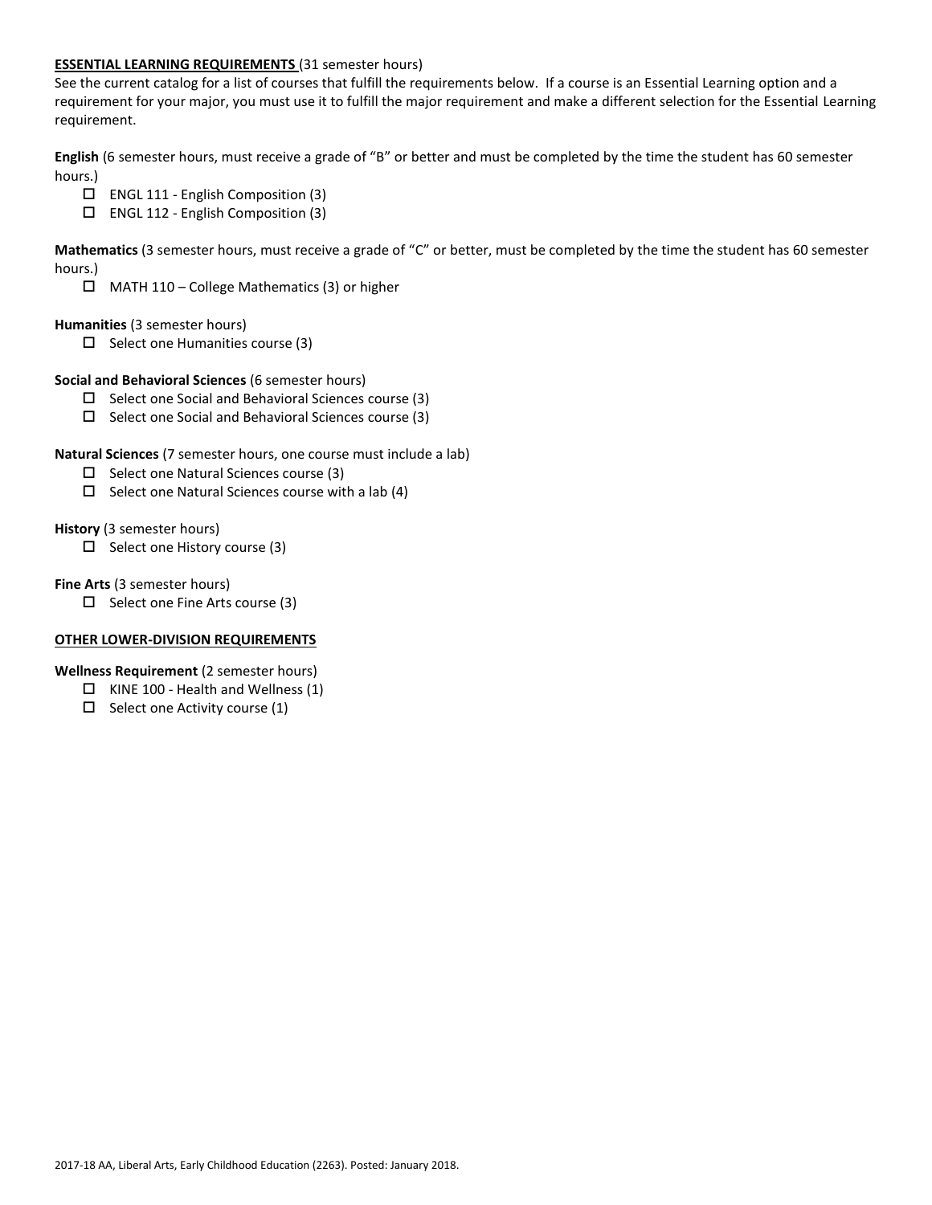**ESSENTIAL LEARNING REQUIREMENTS** (31 semester hours)
See the current catalog for a list of courses that fulfill the requirements below. If a course is an Essential Learning option and a requirement for your major, you must use it to fulfill the major requirement and make a different selection for the Essential Learning requirement.

**English** (6 semester hours, must receive a grade of "B" or better and must be completed by the time the student has 60 semester hours.)

- ☐ ENGL 111 - English Composition (3)
- ☐ ENGL 112 - English Composition (3)

**Mathematics** (3 semester hours, must receive a grade of "C" or better, must be completed by the time the student has 60 semester hours.)

- ☐ MATH 110 – College Mathematics (3) or higher

**Humanities** (3 semester hours)

- ☐ Select one Humanities course (3)

**Social and Behavioral Sciences** (6 semester hours)

- ☐ Select one Social and Behavioral Sciences course (3)
- ☐ Select one Social and Behavioral Sciences course (3)

**Natural Sciences** (7 semester hours, one course must include a lab)

- ☐ Select one Natural Sciences course (3)
- ☐ Select one Natural Sciences course with a lab (4)

**History** (3 semester hours)

- ☐ Select one History course (3)

**Fine Arts** (3 semester hours)

- ☐ Select one Fine Arts course (3)

**OTHER LOWER-DIVISION REQUIREMENTS**

**Wellness Requirement** (2 semester hours)

- ☐ KINE 100 - Health and Wellness (1)
- ☐ Select one Activity course (1)

2017-18 AA, Liberal Arts, Early Childhood Education (2263). Posted: January 2018.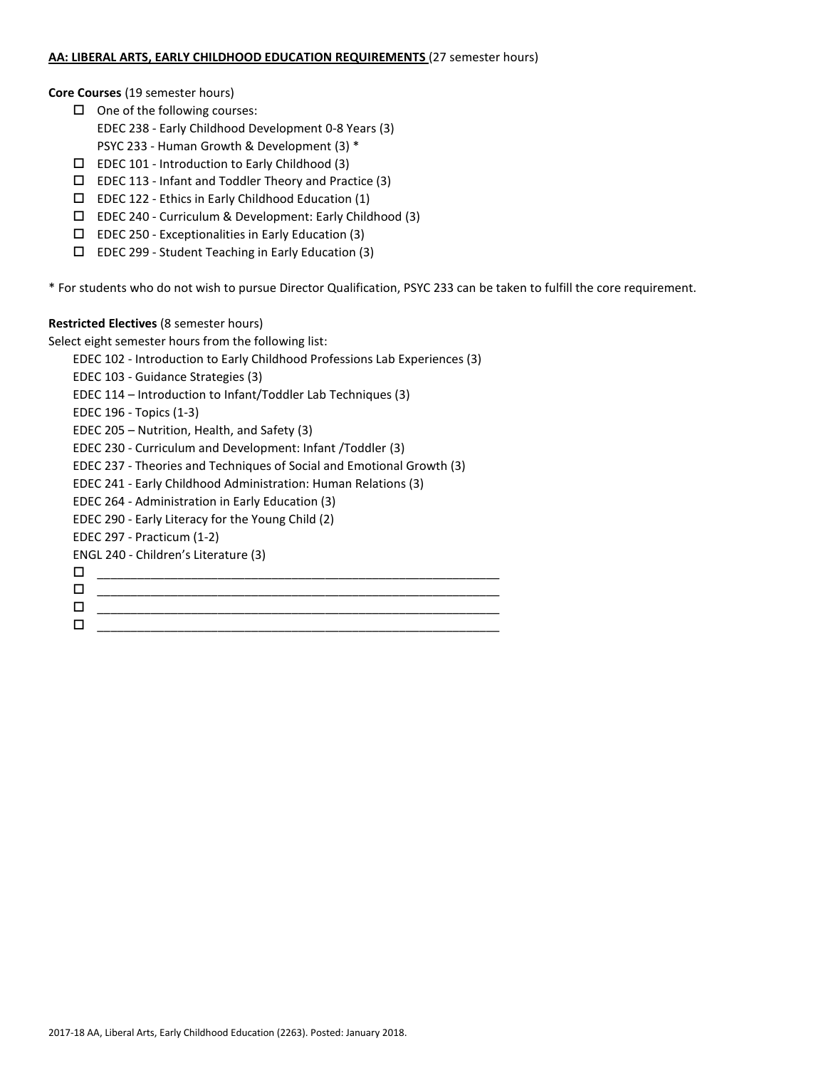**AA: LIBERAL ARTS, EARLY CHILDHOOD EDUCATION REQUIREMENTS** (27 semester hours)

**Core Courses** (19 semester hours)

- ☐ One of the following courses:
  EDEC 238 - Early Childhood Development 0-8 Years (3)
  PSYC 233 - Human Growth & Development (3) *
- ☐ EDEC 101 - Introduction to Early Childhood (3)
- ☐ EDEC 113 - Infant and Toddler Theory and Practice (3)
- ☐ EDEC 122 - Ethics in Early Childhood Education (1)
- ☐ EDEC 240 - Curriculum & Development: Early Childhood (3)
- ☐ EDEC 250 - Exceptionalities in Early Education (3)
- ☐ EDEC 299 - Student Teaching in Early Education (3)

* For students who do not wish to pursue Director Qualification, PSYC 233 can be taken to fulfill the core requirement.

**Restricted Electives** (8 semester hours)

Select eight semester hours from the following list:

EDEC 102 - Introduction to Early Childhood Professions Lab Experiences (3)
EDEC 103 - Guidance Strategies (3)
EDEC 114 – Introduction to Infant/Toddler Lab Techniques (3)
EDEC 196 - Topics (1-3)
EDEC 205 – Nutrition, Health, and Safety (3)
EDEC 230 - Curriculum and Development: Infant /Toddler (3)
EDEC 237 - Theories and Techniques of Social and Emotional Growth (3)
EDEC 241 - Early Childhood Administration: Human Relations (3)
EDEC 264 - Administration in Early Education (3)
EDEC 290 - Early Literacy for the Young Child (2)
EDEC 297 - Practicum (1-2)
ENGL 240 - Children's Literature (3)

- ☐ ______________________________________________________________
- ☐ ______________________________________________________________
- ☐ ______________________________________________________________
- ☐ ______________________________________________________________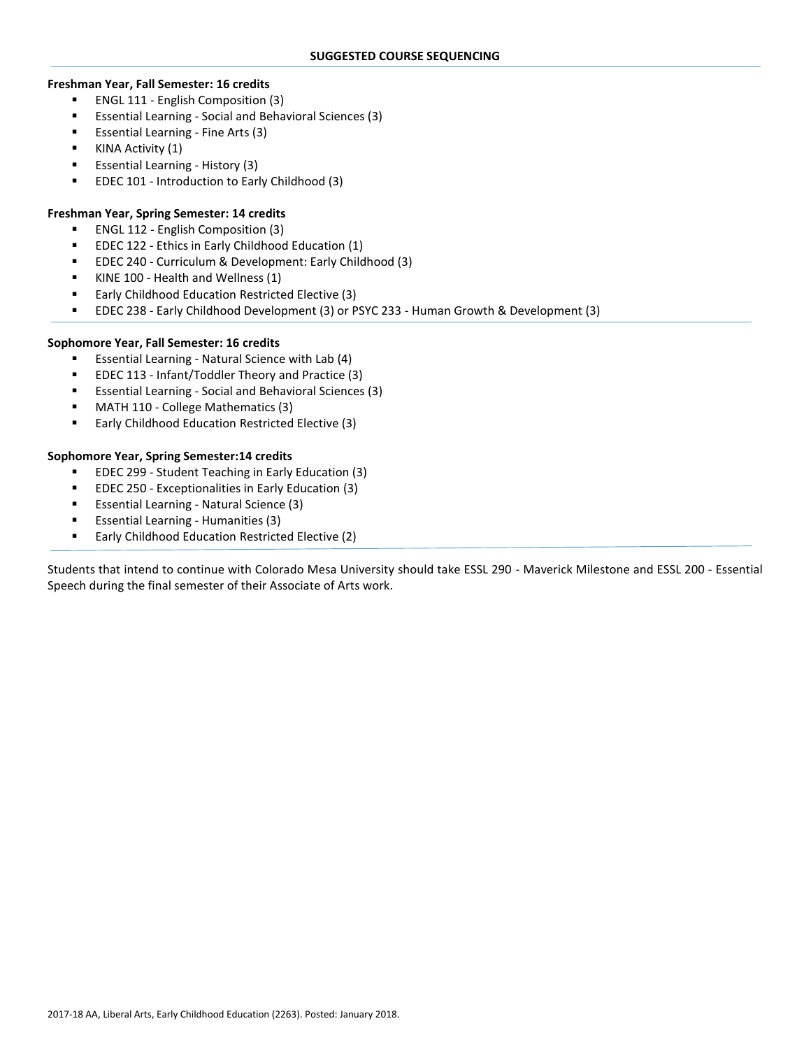## SUGGESTED COURSE SEQUENCING

**Freshman Year, Fall Semester: 16 credits**

- ENGL 111 - English Composition (3)
- Essential Learning - Social and Behavioral Sciences (3)
- Essential Learning - Fine Arts (3)
- KINA Activity (1)
- Essential Learning - History (3)
- EDEC 101 - Introduction to Early Childhood (3)

**Freshman Year, Spring Semester: 14 credits**

- ENGL 112 - English Composition (3)
- EDEC 122 - Ethics in Early Childhood Education (1)
- EDEC 240 - Curriculum & Development: Early Childhood (3)
- KINE 100 - Health and Wellness (1)
- Early Childhood Education Restricted Elective (3)
- EDEC 238 - Early Childhood Development (3) or PSYC 233 - Human Growth & Development (3)

**Sophomore Year, Fall Semester: 16 credits**

- Essential Learning - Natural Science with Lab (4)
- EDEC 113 - Infant/Toddler Theory and Practice (3)
- Essential Learning - Social and Behavioral Sciences (3)
- MATH 110 - College Mathematics (3)
- Early Childhood Education Restricted Elective (3)

**Sophomore Year, Spring Semester:14 credits**

- EDEC 299 - Student Teaching in Early Education (3)
- EDEC 250 - Exceptionalities in Early Education (3)
- Essential Learning - Natural Science (3)
- Essential Learning - Humanities (3)
- Early Childhood Education Restricted Elective (2)

Students that intend to continue with Colorado Mesa University should take ESSL 290 - Maverick Milestone and ESSL 200 - Essential Speech during the final semester of their Associate of Arts work.

2017-18 AA, Liberal Arts, Early Childhood Education (2263). Posted: January 2018.